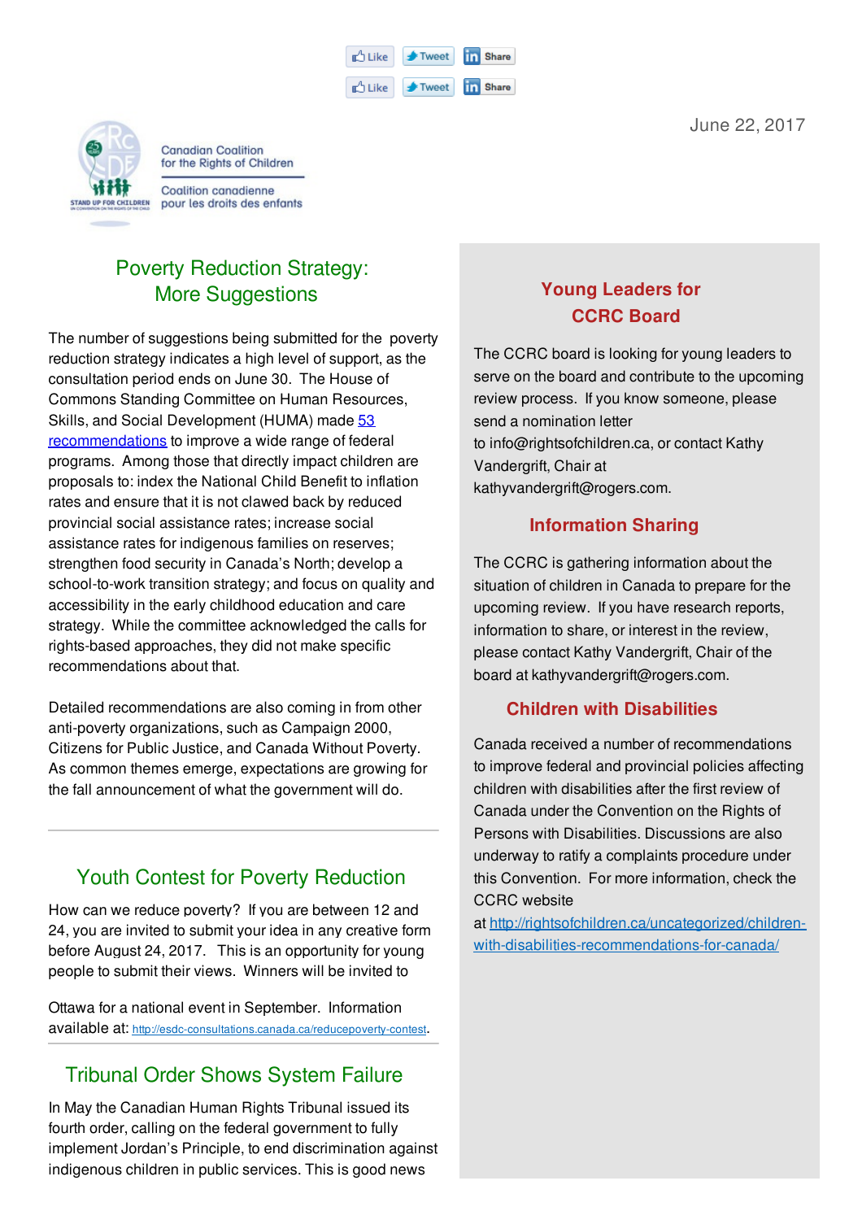June 22, 2017

Canadian Coalition for the Rights of Children

Coalition canadienne pour les droits des enfants

## Poverty Reduction Strategy: More Suggestions

The number of suggestions being submitted for the poverty reduction strategy indicates a high level of support, as the consultation period ends on June 30. The House of Commons Standing Committee on Human Resources, Skills, and Social Development (HUMA) made 53 recommendations to improve a wide range of federal programs. Among those that directly impact children are proposals to: index the National Child Benefit to inflation rates and ensure that it is not clawed back by reduced provincial social assistance rates; increase social assistance rates for indigenous families on reserves; strengthen food security in Canada's North; develop a school-to-work transition strategy; and focus on quality and accessibility in the early childhood education and care strategy. While the committee acknowledged the calls for rights-based approaches, they did not make specific recommendations about that.

Detailed recommendations are also coming in from other anti-poverty organizations, such as Campaign 2000, Citizens for Public Justice, and Canada Without Poverty. As common themes emerge, expectations are growing for the fall announcement of what the government will do.

---

## Youth Contest for Poverty Reduction

How can we reduce poverty? If you are between 12 and 24, you are invited to submit your idea in any creative form before August 24, 2017. This is an opportunity for young people to submit their views. Winners will be invited to Ottawa for a national event in September. Information available at: http://esdc-consultations.canada.ca/reducepoverty-contest.

---

## Tribunal Order Shows System Failure

In May the Canadian Human Rights Tribunal issued its fourth order, calling on the federal government to fully implement Jordan's Principle, to end discrimination against indigenous children in public services. This is good news

## Young Leaders for CCRC Board

The CCRC board is looking for young leaders to serve on the board and contribute to the upcoming review process. If you know someone, please send a nomination letter to info@rightsofchildren.ca, or contact Kathy Vandergrift, Chair at kathyvandergrift@rogers.com.

## Information Sharing

The CCRC is gathering information about the situation of children in Canada to prepare for the upcoming review. If you have research reports, information to share, or interest in the review, please contact Kathy Vandergrift, Chair of the board at kathyvandergrift@rogers.com.

## Children with Disabilities

Canada received a number of recommendations to improve federal and provincial policies affecting children with disabilities after the first review of Canada under the Convention on the Rights of Persons with Disabilities. Discussions are also underway to ratify a complaints procedure under this Convention. For more information, check the CCRC website at http://rightsofchildren.ca/uncategorized/children-with-disabilities-recommendations-for-canada/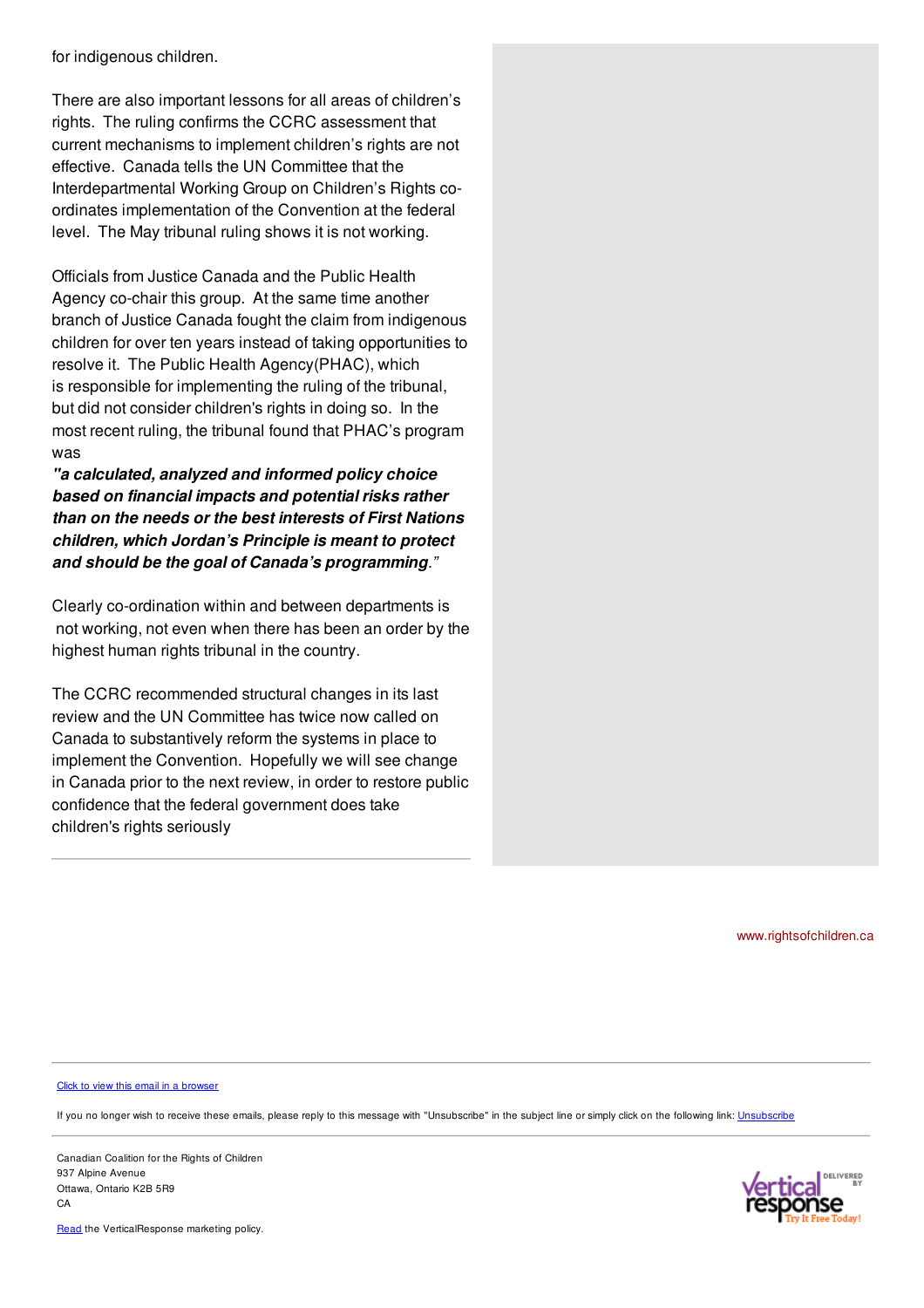for indigenous children.

There are also important lessons for all areas of children's rights. The ruling confirms the CCRC assessment that current mechanisms to implement children's rights are not effective. Canada tells the UN Committee that the Interdepartmental Working Group on Children's Rights co-ordinates implementation of the Convention at the federal level. The May tribunal ruling shows it is not working.

Officials from Justice Canada and the Public Health Agency co-chair this group. At the same time another branch of Justice Canada fought the claim from indigenous children for over ten years instead of taking opportunities to resolve it. The Public Health Agency(PHAC), which is responsible for implementing the ruling of the tribunal, but did not consider children's rights in doing so. In the most recent ruling, the tribunal found that PHAC's program was

***"a calculated, analyzed and informed policy choice based on financial impacts and potential risks rather than on the needs or the best interests of First Nations children, which Jordan's Principle is meant to protect and should be the goal of Canada's programming**."*

Clearly co-ordination within and between departments is not working, not even when there has been an order by the highest human rights tribunal in the country.

The CCRC recommended structural changes in its last review and the UN Committee has twice now called on Canada to substantively reform the systems in place to implement the Convention. Hopefully we will see change in Canada prior to the next review, in order to restore public confidence that the federal government does take children's rights seriously

---

www.rightsofchildren.ca

---

Click to view this email in a browser

If you no longer wish to receive these emails, please reply to this message with "Unsubscribe" in the subject line or simply click on the following link: Unsubscribe

---

Canadian Coalition for the Rights of Children
937 Alpine Avenue
Ottawa, Ontario K2B 5R9
CA

Read the VerticalResponse marketing policy.

Vertical response DELIVERED BY Try It Free Today!